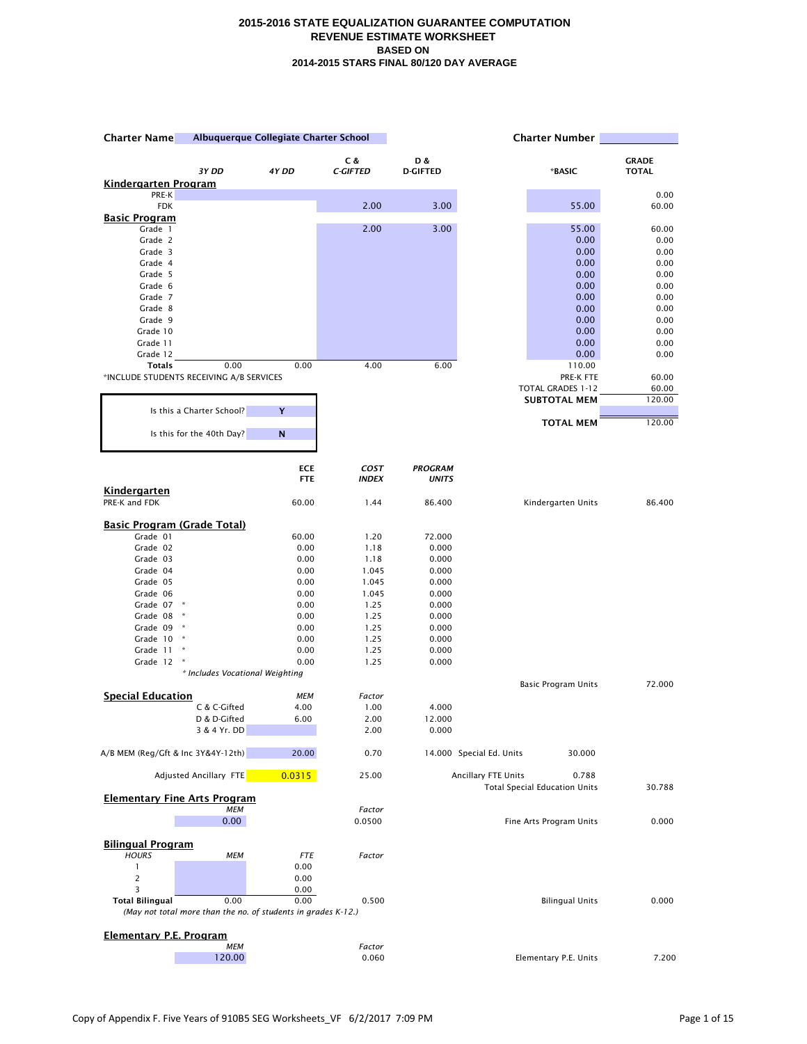**2015-2016 STATE EQUALIZATION GUARANTEE COMPUTATION**
**REVENUE ESTIMATE WORKSHEET**
**BASED ON**
**2014-2015 STARS FINAL 80/120 DAY AVERAGE**

**Charter Name** Albuquerque Collegiate Charter School | **Charter Number**

| | 3Y DD | 4Y DD | C & C-GIFTED | D & D-GIFTED | *BASIC | GRADE TOTAL |
|---|---|---|---|---|---|---|
| **Kindergarten Program** | | | | | | |
| PRE-K | | | | | | 0.00 |
| FDK | | | 2.00 | 3.00 | 55.00 | 60.00 |
| **Basic Program** | | | | | | |
| Grade 1 | | | 2.00 | 3.00 | 55.00 | 60.00 |
| Grade 2 | | | | | 0.00 | 0.00 |
| Grade 3 | | | | | 0.00 | 0.00 |
| Grade 4 | | | | | 0.00 | 0.00 |
| Grade 5 | | | | | 0.00 | 0.00 |
| Grade 6 | | | | | 0.00 | 0.00 |
| Grade 7 | | | | | 0.00 | 0.00 |
| Grade 8 | | | | | 0.00 | 0.00 |
| Grade 9 | | | | | 0.00 | 0.00 |
| Grade 10 | | | | | 0.00 | 0.00 |
| Grade 11 | | | | | 0.00 | 0.00 |
| Grade 12 | | | | | 0.00 | 0.00 |
| **Totals** | 0.00 | 0.00 | 4.00 | 6.00 | 110.00 | |

*INCLUDE STUDENTS RECEIVING A/B SERVICES

| | |
|---|---|
| PRE-K FTE | 60.00 |
| TOTAL GRADES 1-12 | 60.00 |
| **SUBTOTAL MEM** | 120.00 |
| **TOTAL MEM** | 120.00 |

| | |
|---|---|
| Is this a Charter School? | Y |
| Is this for the 40th Day? | N |

| | ECE FTE | COST INDEX | PROGRAM UNITS | | |
|---|---|---|---|---|---|
| **Kindergarten** | | | | | |
| PRE-K and FDK | 60.00 | 1.44 | 86.400 | Kindergarten Units | 86.400 |
| **Basic Program (Grade Total)** | | | | | |
| Grade 01 | 60.00 | 1.20 | 72.000 | | |
| Grade 02 | 0.00 | 1.18 | 0.000 | | |
| Grade 03 | 0.00 | 1.18 | 0.000 | | |
| Grade 04 | 0.00 | 1.045 | 0.000 | | |
| Grade 05 | 0.00 | 1.045 | 0.000 | | |
| Grade 06 | 0.00 | 1.045 | 0.000 | | |
| Grade 07 * | 0.00 | 1.25 | 0.000 | | |
| Grade 08 * | 0.00 | 1.25 | 0.000 | | |
| Grade 09 * | 0.00 | 1.25 | 0.000 | | |
| Grade 10 * | 0.00 | 1.25 | 0.000 | | |
| Grade 11 * | 0.00 | 1.25 | 0.000 | | |
| Grade 12 * | 0.00 | 1.25 | 0.000 | | |
| *\* Includes Vocational Weighting* | | | | Basic Program Units | 72.000 |

| **Special Education** | MEM | Factor | | | |
|---|---|---|---|---|---|
| C & C-Gifted | 4.00 | 1.00 | 4.000 | | |
| D & D-Gifted | 6.00 | 2.00 | 12.000 | | |
| 3 & 4 Yr. DD | | 2.00 | 0.000 | | |
| A/B MEM (Reg/Gft & Inc 3Y&4Y-12th) | 20.00 | 0.70 | 14.000 | Special Ed. Units | 30.000 |
| Adjusted Ancillary FTE | 0.0315 | 25.00 | | Ancillary FTE Units | 0.788 |
| | | | | Total Special Education Units | 30.788 |

| **Elementary Fine Arts Program** | | | |
|---|---|---|---|
| MEM | Factor | | |
| 0.00 | 0.0500 | Fine Arts Program Units | 0.000 |

| **Bilingual Program** | | | | | |
|---|---|---|---|---|---|
| HOURS | MEM | FTE | Factor | | |
| 1 | | 0.00 | | | |
| 2 | | 0.00 | | | |
| 3 | | 0.00 | | | |
| **Total Bilingual** | 0.00 | 0.00 | 0.500 | Bilingual Units | 0.000 |

*(May not total more than the no. of students in grades K-12.)*

| **Elementary P.E. Program** | | | |
|---|---|---|---|
| MEM | Factor | | |
| 120.00 | 0.060 | Elementary P.E. Units | 7.200 |

Copy of Appendix F. Five Years of 910B5 SEG Worksheets_VF 6/2/2017 7:09 PM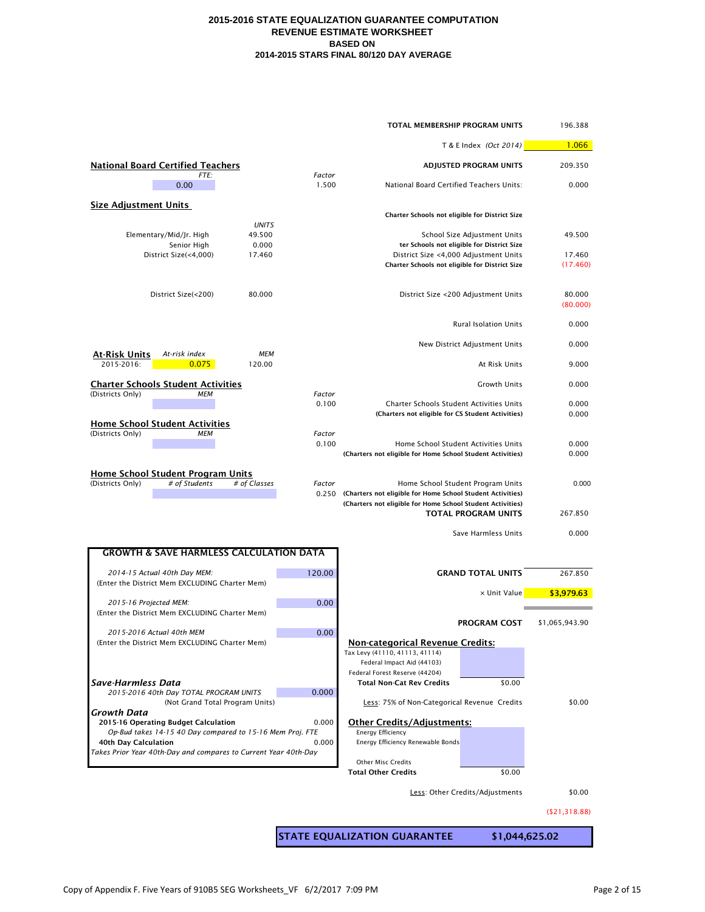# 2015-2016 STATE EQUALIZATION GUARANTEE COMPUTATION
## REVENUE ESTIMATE WORKSHEET
### BASED ON
### 2014-2015 STARS FINAL 80/120 DAY AVERAGE

| | |
|---|---|
| **TOTAL MEMBERSHIP PROGRAM UNITS** | 196.388 |
| T & E Index *(Oct 2014)* | 1.066 |
| **ADJUSTED PROGRAM UNITS** | 209.350 |

**National Board Certified Teachers**

| *FTE:* | *Factor* |
|---|---|
| 0.00 | 1.500 |

National Board Certified Teachers Units: 0.000

**Size Adjustment Units**

| | *UNITS* |
|---|---|
| Elementary/Mid/Jr. High | 49.500 |
| Senior High | 0.000 |
| District Size(<4,000) | 17.460 |
| District Size(<200) | 80.000 |

| | |
|---|---|
| **Charter Schools not eligible for District Size** | |
| School Size Adjustment Units | 49.500 |
| **ter Schools not eligible for District Size** | |
| District Size <4,000 Adjustment Units | 17.460 |
| **Charter Schools not eligible for District Size** | (17.460) |
| District Size <200 Adjustment Units | 80.000 |
| | (80.000) |
| Rural Isolation Units | 0.000 |
| New District Adjustment Units | 0.000 |
| At Risk Units | 9.000 |
| Growth Units | 0.000 |

**At-Risk Units**

| | *At-risk index* | *MEM* |
|---|---|---|
| 2015-2016: | 0.075 | 120.00 |

**Charter Schools Student Activities**

(Districts Only) *MEM* — *Factor* 0.100

| | |
|---|---|
| Charter Schools Student Activities Units | 0.000 |
| **(Charters not eligible for CS Student Activities)** | 0.000 |

**Home School Student Activities**

(Districts Only) *MEM* — *Factor* 0.100

| | |
|---|---|
| Home School Student Activities Units | 0.000 |
| **(Charters not eligible for Home School Student Activities)** | 0.000 |

**Home School Student Program Units**

(Districts Only) *# of Students* *# of Classes* — *Factor* 0.250

| | |
|---|---|
| Home School Student Program Units | 0.000 |
| **(Charters not eligible for Home School Student Activities)** | |
| **(Charters not eligible for Home School Student Activities)** | |
| **TOTAL PROGRAM UNITS** | 267.850 |
| Save Harmless Units | 0.000 |
| **GRAND TOTAL UNITS** | 267.850 |
| × Unit Value | $3,979.63 |
| **PROGRAM COST** | $1,065,943.90 |

**GROWTH & SAVE HARMLESS CALCULATION DATA**

| | |
|---|---|
| *2014-15 Actual 40th Day MEM:* (Enter the District Mem EXCLUDING Charter Mem) | 120.00 |
| *2015-16 Projected MEM:* (Enter the District Mem EXCLUDING Charter Mem) | 0.00 |
| *2015-2016 Actual 40th MEM* (Enter the District Mem EXCLUDING Charter Mem) | 0.00 |

***Save-Harmless Data***

| | |
|---|---|
| *2015-2016 40th Day TOTAL PROGRAM UNITS* (Not Grand Total Program Units) | 0.000 |

***Growth Data***

| | |
|---|---|
| **2015-16 Operating Budget Calculation** | 0.000 |
| *Op-Bud takes 14-15 40 Day compared to 15-16 Mem Proj. FTE* | |
| **40th Day Calculation** | 0.000 |
| *Takes Prior Year 40th-Day and compares to Current Year 40th-Day* | |

**Non-categorical Revenue Credits:**

| | |
|---|---|
| Tax Levy (41110, 41113, 41114) | |
| Federal Impact Aid (44103) | |
| Federal Forest Reserve (44204) | |
| **Total Non-Cat Rev Credits** | $0.00 |

Less: 75% of Non-Categorical Revenue Credits — $0.00

**Other Credits/Adjustments:**

| | |
|---|---|
| Energy Efficiency | |
| Energy Efficiency Renewable Bonds | |
| Other Misc Credits | |
| **Total Other Credits** | $0.00 |

Less: Other Credits/Adjustments — $0.00

($21,318.88)

**STATE EQUALIZATION GUARANTEE — $1,044,625.02**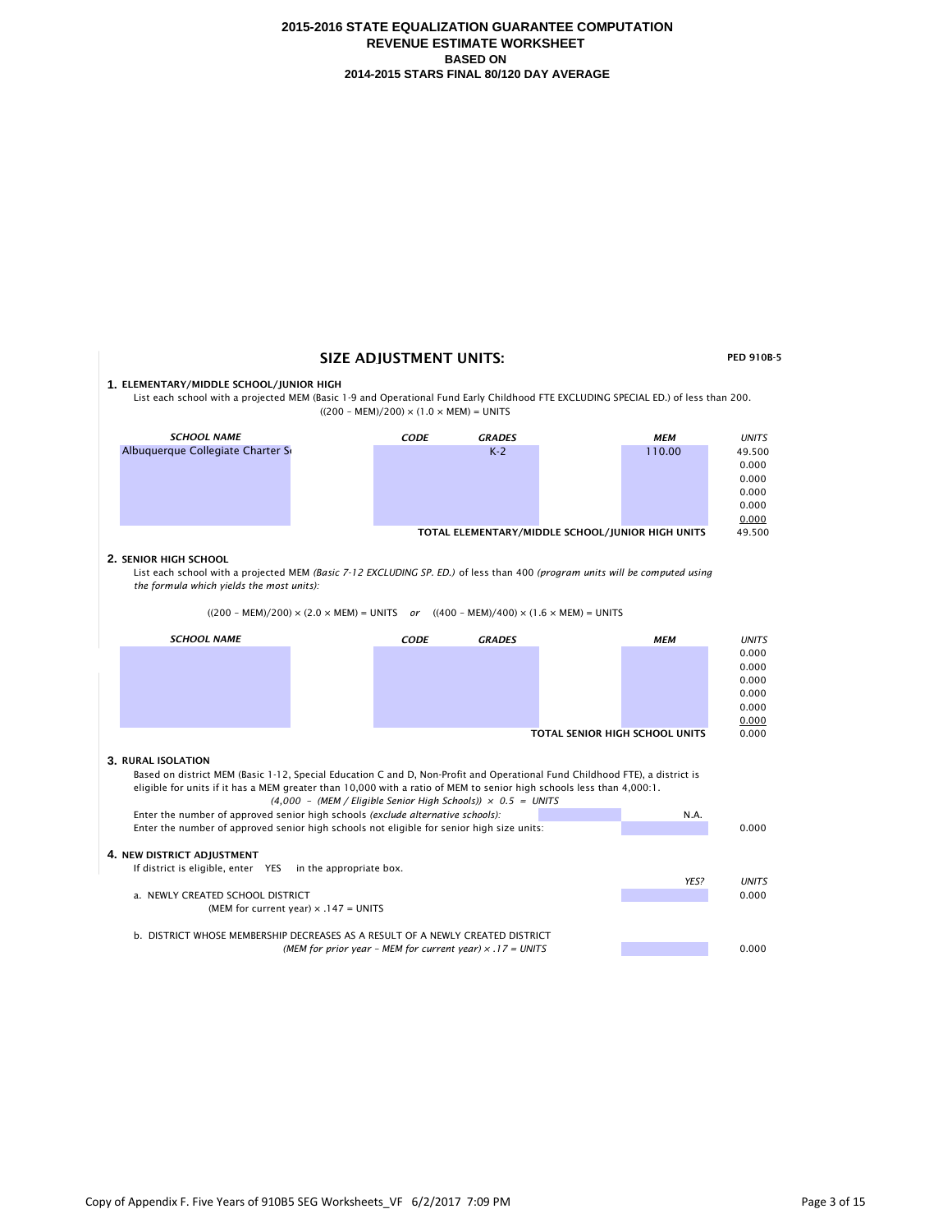**2015-2016 STATE EQUALIZATION GUARANTEE COMPUTATION**
**REVENUE ESTIMATE WORKSHEET**
**BASED ON**
**2014-2015 STARS FINAL 80/120 DAY AVERAGE**

## SIZE ADJUSTMENT UNITS:

**PED 910B-5**

### 1. ELEMENTARY/MIDDLE SCHOOL/JUNIOR HIGH

List each school with a projected MEM (Basic 1-9 and Operational Fund Early Childhood FTE EXCLUDING SPECIAL ED.) of less than 200.

$((200 - MEM)/200) \times (1.0 \times MEM) = UNITS$

| *SCHOOL NAME* | *CODE* | *GRADES* | *MEM* | *UNITS* |
|---|---|---|---|---|
| Albuquerque Collegiate Charter Sc | | K-2 | 110.00 | 49.500 |
| | | | | 0.000 |
| | | | | 0.000 |
| | | | | 0.000 |
| | | | | 0.000 |
| | | | | 0.000 |
| | | **TOTAL ELEMENTARY/MIDDLE SCHOOL/JUNIOR HIGH UNITS** | | 49.500 |

### 2. SENIOR HIGH SCHOOL

List each school with a projected MEM *(Basic 7-12 EXCLUDING SP. ED.)* of less than 400 *(program units will be computed using the formula which yields the most units):*

$((200 - MEM)/200) \times (2.0 \times MEM) = UNITS$ *or* $((400 - MEM)/400) \times (1.6 \times MEM) = UNITS$

| *SCHOOL NAME* | *CODE* | *GRADES* | *MEM* | *UNITS* |
|---|---|---|---|---|
| | | | | 0.000 |
| | | | | 0.000 |
| | | | | 0.000 |
| | | | | 0.000 |
| | | | | 0.000 |
| | | | | 0.000 |
| | | **TOTAL SENIOR HIGH SCHOOL UNITS** | | 0.000 |

### 3. RURAL ISOLATION

Based on district MEM (Basic 1-12, Special Education C and D, Non-Profit and Operational Fund Childhood FTE), a district is eligible for units if it has a MEM greater than 10,000 with a ratio of MEM to senior high schools less than 4,000:1.

*$(4{,}000 - (MEM / Eligible\ Senior\ High\ Schools)) \times 0.5 = UNITS$*

Enter the number of approved senior high schools *(exclude alternative schools):* N.A.

Enter the number of approved senior high schools not eligible for senior high size units: 0.000

### 4. NEW DISTRICT ADJUSTMENT

If district is eligible, enter YES in the appropriate box.

| | *YES?* | *UNITS* |
|---|---|---|
| a. NEWLY CREATED SCHOOL DISTRICT<br>(MEM for current year) × .147 = UNITS | | 0.000 |
| b. DISTRICT WHOSE MEMBERSHIP DECREASES AS A RESULT OF A NEWLY CREATED DISTRICT<br>*(MEM for prior year - MEM for current year) × .17 = UNITS* | | 0.000 |

Copy of Appendix F. Five Years of 910B5 SEG Worksheets_VF 6/2/2017 7:09 PM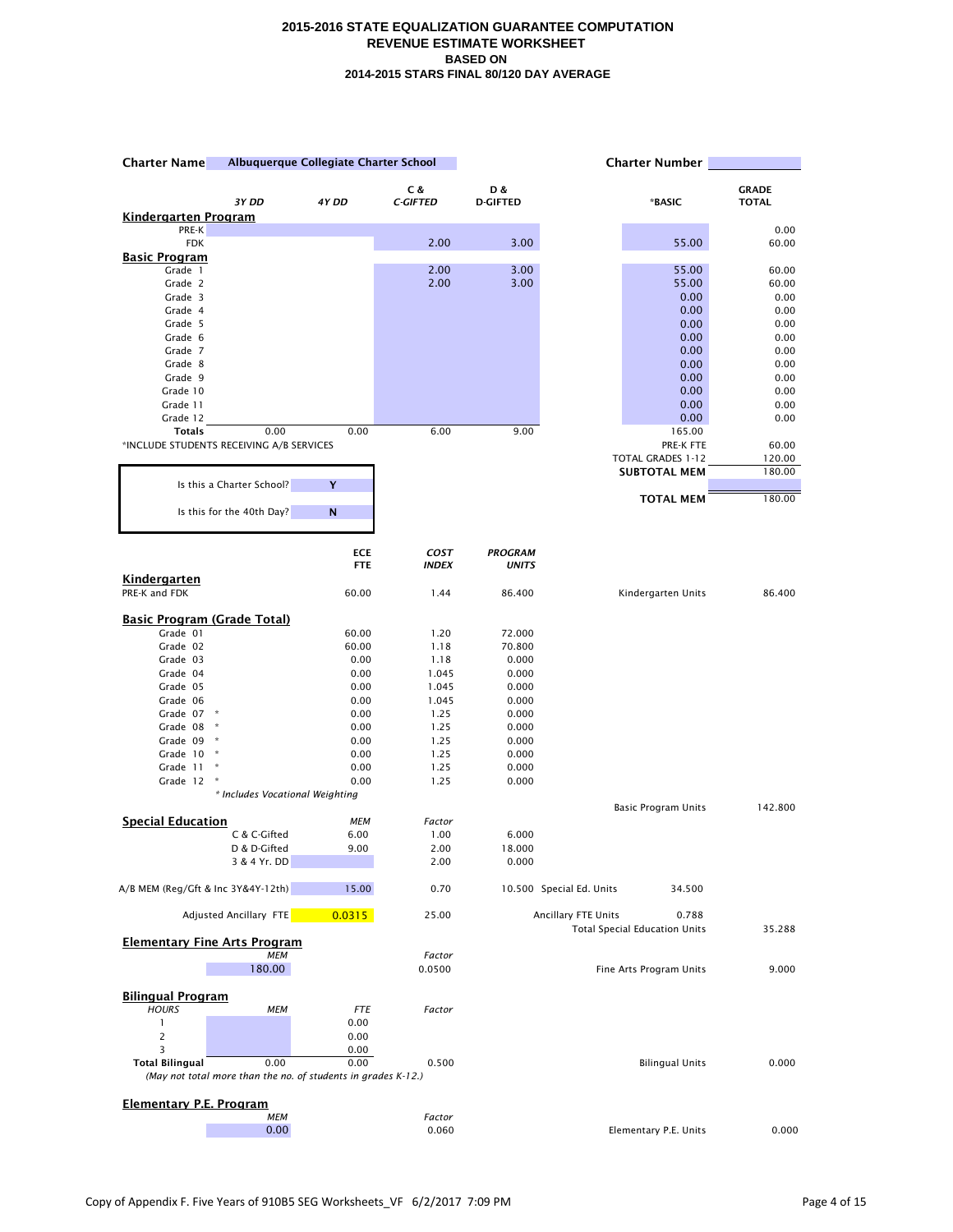# 2015-2016 STATE EQUALIZATION GUARANTEE COMPUTATION
## REVENUE ESTIMATE WORKSHEET
### BASED ON
### 2014-2015 STARS FINAL 80/120 DAY AVERAGE

**Charter Name** Albuquerque Collegiate Charter School **Charter Number**

| | 3Y DD | 4Y DD | C & C-GIFTED | D & D-GIFTED | *BASIC | GRADE TOTAL |
|---|---|---|---|---|---|---|
| **Kindergarten Program** | | | | | | |
| PRE-K | | | | | | 0.00 |
| FDK | | | 2.00 | 3.00 | 55.00 | 60.00 |
| **Basic Program** | | | | | | |
| Grade 1 | | | 2.00 | 3.00 | 55.00 | 60.00 |
| Grade 2 | | | 2.00 | 3.00 | 55.00 | 60.00 |
| Grade 3 | | | | | 0.00 | 0.00 |
| Grade 4 | | | | | 0.00 | 0.00 |
| Grade 5 | | | | | 0.00 | 0.00 |
| Grade 6 | | | | | 0.00 | 0.00 |
| Grade 7 | | | | | 0.00 | 0.00 |
| Grade 8 | | | | | 0.00 | 0.00 |
| Grade 9 | | | | | 0.00 | 0.00 |
| Grade 10 | | | | | 0.00 | 0.00 |
| Grade 11 | | | | | 0.00 | 0.00 |
| Grade 12 | | | | | 0.00 | 0.00 |
| **Totals** | 0.00 | 0.00 | 6.00 | 9.00 | 165.00 | |

*INCLUDE STUDENTS RECEIVING A/B SERVICES

| | |
|---|---|
| PRE-K FTE | 60.00 |
| TOTAL GRADES 1-12 | 120.00 |
| **SUBTOTAL MEM** | 180.00 |
| **TOTAL MEM** | 180.00 |

| | |
|---|---|
| Is this a Charter School? | Y |
| Is this for the 40th Day? | N |

| | ECE FTE | COST INDEX | PROGRAM UNITS | | |
|---|---|---|---|---|---|
| **Kindergarten** | | | | | |
| PRE-K and FDK | 60.00 | 1.44 | 86.400 | Kindergarten Units | 86.400 |
| **Basic Program (Grade Total)** | | | | | |
| Grade 01 | 60.00 | 1.20 | 72.000 | | |
| Grade 02 | 60.00 | 1.18 | 70.800 | | |
| Grade 03 | 0.00 | 1.18 | 0.000 | | |
| Grade 04 | 0.00 | 1.045 | 0.000 | | |
| Grade 05 | 0.00 | 1.045 | 0.000 | | |
| Grade 06 | 0.00 | 1.045 | 0.000 | | |
| Grade 07 * | 0.00 | 1.25 | 0.000 | | |
| Grade 08 * | 0.00 | 1.25 | 0.000 | | |
| Grade 09 * | 0.00 | 1.25 | 0.000 | | |
| Grade 10 * | 0.00 | 1.25 | 0.000 | | |
| Grade 11 * | 0.00 | 1.25 | 0.000 | | |
| Grade 12 * | 0.00 | 1.25 | 0.000 | | |
| | | | | Basic Program Units | 142.800 |

*\* Includes Vocational Weighting*

| **Special Education** | MEM | Factor | | | |
|---|---|---|---|---|---|
| C & C-Gifted | 6.00 | 1.00 | 6.000 | | |
| D & D-Gifted | 9.00 | 2.00 | 18.000 | | |
| 3 & 4 Yr. DD | | 2.00 | 0.000 | | |
| A/B MEM (Reg/Gft & Inc 3Y&4Y-12th) | 15.00 | 0.70 | 10.500 | Special Ed. Units | 34.500 |
| Adjusted Ancillary FTE | 0.0315 | 25.00 | | Ancillary FTE Units | 0.788 |
| | | | | Total Special Education Units | 35.288 |

| **Elementary Fine Arts Program** | | |
|---|---|---|
| MEM | Factor | |
| 180.00 | 0.0500 | Fine Arts Program Units 9.000 |

| **Bilingual Program** HOURS | MEM | FTE | Factor | | |
|---|---|---|---|---|---|
| 1 | | 0.00 | | | |
| 2 | | 0.00 | | | |
| 3 | | 0.00 | | | |
| **Total Bilingual** | 0.00 | 0.00 | 0.500 | Bilingual Units | 0.000 |

*(May not total more than the no. of students in grades K-12.)*

| **Elementary P.E. Program** | | |
|---|---|---|
| MEM | Factor | |
| 0.00 | 0.060 | Elementary P.E. Units 0.000 |

Copy of Appendix F. Five Years of 910B5 SEG Worksheets_VF 6/2/2017 7:09 PM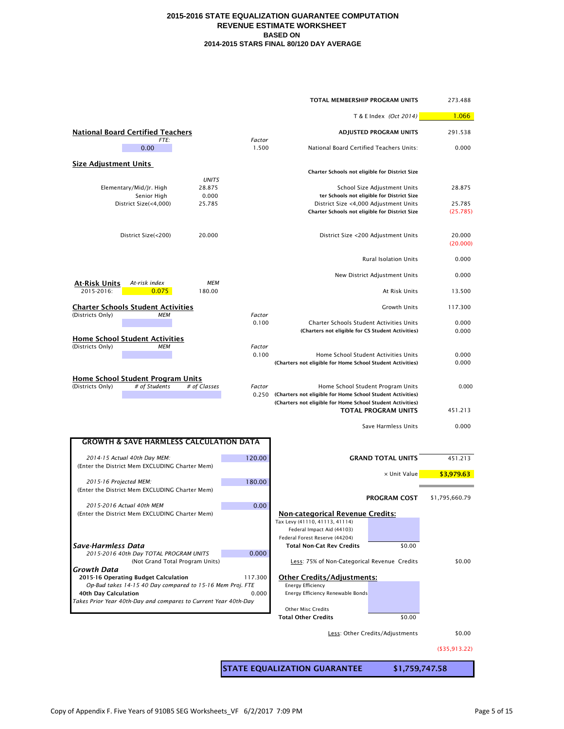# 2015-2016 STATE EQUALIZATION GUARANTEE COMPUTATION
## REVENUE ESTIMATE WORKSHEET
### BASED ON
### 2014-2015 STARS FINAL 80/120 DAY AVERAGE

| | |
|---|---|
| **TOTAL MEMBERSHIP PROGRAM UNITS** | 273.488 |
| T & E Index *(Oct 2014)* | 1.066 |
| **ADJUSTED PROGRAM UNITS** | 291.538 |

**National Board Certified Teachers**

| *FTE:* | *Factor* | | |
|---|---|---|---|
| 0.00 | 1.500 | National Board Certified Teachers Units: | 0.000 |

**Size Adjustment Units**

**Charter Schools not eligible for District Size**

| | *UNITS* | | |
|---|---|---|---|
| Elementary/Mid/Jr. High | 28.875 | School Size Adjustment Units | 28.875 |
| Senior High | 0.000 | **ter Schools not eligible for District Size** | |
| District Size(<4,000) | 25.785 | District Size <4,000 Adjustment Units | 25.785 |
| | | **Charter Schools not eligible for District Size** | (25.785) |
| District Size(<200) | 20.000 | District Size <200 Adjustment Units | 20.000 |
| | | | (20.000) |
| | | Rural Isolation Units | 0.000 |
| | | New District Adjustment Units | 0.000 |

**At-Risk Units**

| | *At-risk index* | *MEM* | | |
|---|---|---|---|---|
| 2015-2016: | 0.075 | 180.00 | At Risk Units | 13.500 |
| | | | Growth Units | 117.300 |

**Charter Schools Student Activities**

| (Districts Only) *MEM* | *Factor* | | |
|---|---|---|---|
| | 0.100 | Charter Schools Student Activities Units | 0.000 |
| | | **(Charters not eligible for CS Student Activities)** | 0.000 |

**Home School Student Activities**

| (Districts Only) *MEM* | *Factor* | | |
|---|---|---|---|
| | 0.100 | Home School Student Activities Units | 0.000 |
| | | **(Charters not eligible for Home School Student Activities)** | 0.000 |

**Home School Student Program Units**

| (Districts Only) | *# of Students* | *# of Classes* | *Factor* | | |
|---|---|---|---|---|---|
| | | | 0.250 | Home School Student Program Units | 0.000 |
| | | | | **(Charters not eligible for Home School Student Activities)** | |
| | | | | **(Charters not eligible for Home School Student Activities)** | |
| | | | | **TOTAL PROGRAM UNITS** | 451.213 |
| | | | | Save Harmless Units | 0.000 |

**GROWTH & SAVE HARMLESS CALCULATION DATA**

| | |
|---|---|
| *2014-15 Actual 40th Day MEM:* (Enter the District Mem EXCLUDING Charter Mem) | 120.00 |
| *2015-16 Projected MEM:* (Enter the District Mem EXCLUDING Charter Mem) | 180.00 |
| *2015-2016 Actual 40th MEM* (Enter the District Mem EXCLUDING Charter Mem) | 0.00 |

***Save-Harmless Data***

| | |
|---|---|
| *2015-2016 40th Day TOTAL PROGRAM UNITS* (Not Grand Total Program Units) | 0.000 |

***Growth Data***

| | |
|---|---|
| **2015-16 Operating Budget Calculation** *Op-Bud takes 14-15 40 Day compared to 15-16 Mem Proj. FTE* | 117.300 |
| **40th Day Calculation** *Takes Prior Year 40th-Day and compares to Current Year 40th-Day* | 0.000 |

| | |
|---|---|
| **GRAND TOTAL UNITS** | 451.213 |
| × Unit Value | $3,979.63 |
| **PROGRAM COST** | $1,795,660.79 |

**Non-categorical Revenue Credits:**

| | | |
|---|---|---|
| Tax Levy (41110, 41113, 41114) | | |
| Federal Impact Aid (44103) | | |
| Federal Forest Reserve (44204) | | |
| **Total Non-Cat Rev Credits** | $0.00 | |
| Less: 75% of Non-Categorical Revenue Credits | | $0.00 |

**Other Credits/Adjustments:**

| | | |
|---|---|---|
| Energy Efficiency | | |
| Energy Efficiency Renewable Bonds | | |
| Other Misc Credits | | |
| **Total Other Credits** | $0.00 | |
| Less: Other Credits/Adjustments | | $0.00 |
| | | ($35,913.22) |

| | |
|---|---|
| **STATE EQUALIZATION GUARANTEE** | **$1,759,747.58** |

Copy of Appendix F. Five Years of 910B5 SEG Worksheets_VF 6/2/2017 7:09 PM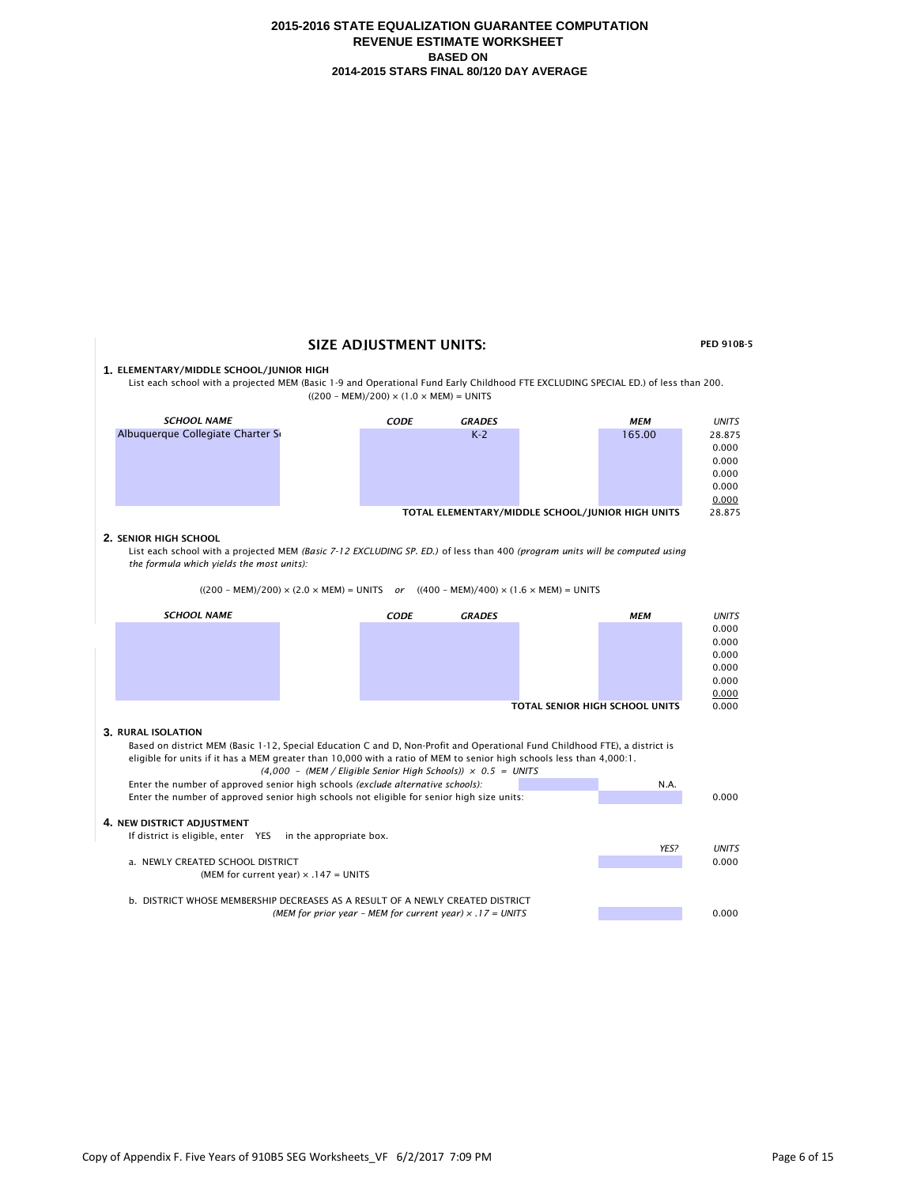# 2015-2016 STATE EQUALIZATION GUARANTEE COMPUTATION
## REVENUE ESTIMATE WORKSHEET
### BASED ON
### 2014-2015 STARS FINAL 80/120 DAY AVERAGE

## SIZE ADJUSTMENT UNITS:

**PED 910B-5**

**1. ELEMENTARY/MIDDLE SCHOOL/JUNIOR HIGH**

List each school with a projected MEM (Basic 1-9 and Operational Fund Early Childhood FTE EXCLUDING SPECIAL ED.) of less than 200.

$((200 - MEM)/200) \times (1.0 \times MEM) = UNITS$

| *SCHOOL NAME* | *CODE* | *GRADES* | *MEM* | *UNITS* |
|---|---|---|---|---|
| Albuquerque Collegiate Charter S | | K-2 | 165.00 | 28.875 |
| | | | | 0.000 |
| | | | | 0.000 |
| | | | | 0.000 |
| | | | | 0.000 |
| | | | | 0.000 |
| | | **TOTAL ELEMENTARY/MIDDLE SCHOOL/JUNIOR HIGH UNITS** | | 28.875 |

**2. SENIOR HIGH SCHOOL**

List each school with a projected MEM *(Basic 7-12 EXCLUDING SP. ED.)* of less than 400 *(program units will be computed using the formula which yields the most units):*

$((200 - MEM)/200) \times (2.0 \times MEM) = UNITS$ *or* $((400 - MEM)/400) \times (1.6 \times MEM) = UNITS$

| *SCHOOL NAME* | *CODE* | *GRADES* | *MEM* | *UNITS* |
|---|---|---|---|---|
| | | | | 0.000 |
| | | | | 0.000 |
| | | | | 0.000 |
| | | | | 0.000 |
| | | | | 0.000 |
| | | | | 0.000 |
| | | **TOTAL SENIOR HIGH SCHOOL UNITS** | | 0.000 |

**3. RURAL ISOLATION**

Based on district MEM (Basic 1-12, Special Education C and D, Non-Profit and Operational Fund Childhood FTE), a district is eligible for units if it has a MEM greater than 10,000 with a ratio of MEM to senior high schools less than 4,000:1.

*$(4{,}000 - (MEM / \text{Eligible Senior High Schools})) \times 0.5 = UNITS$*

| | | |
|---|---|---|
| Enter the number of approved senior high schools *(exclude alternative schools):* | N.A. | |
| Enter the number of approved senior high schools not eligible for senior high size units: | | 0.000 |

**4. NEW DISTRICT ADJUSTMENT**

If district is eligible, enter YES in the appropriate box.

| | *YES?* | *UNITS* |
|---|---|---|
| a. NEWLY CREATED SCHOOL DISTRICT<br>(MEM for current year) × .147 = UNITS | | 0.000 |
| b. DISTRICT WHOSE MEMBERSHIP DECREASES AS A RESULT OF A NEWLY CREATED DISTRICT<br>*(MEM for prior year - MEM for current year) × .17 = UNITS* | | 0.000 |

Copy of Appendix F. Five Years of 910B5 SEG Worksheets_VF 6/2/2017 7:09 PM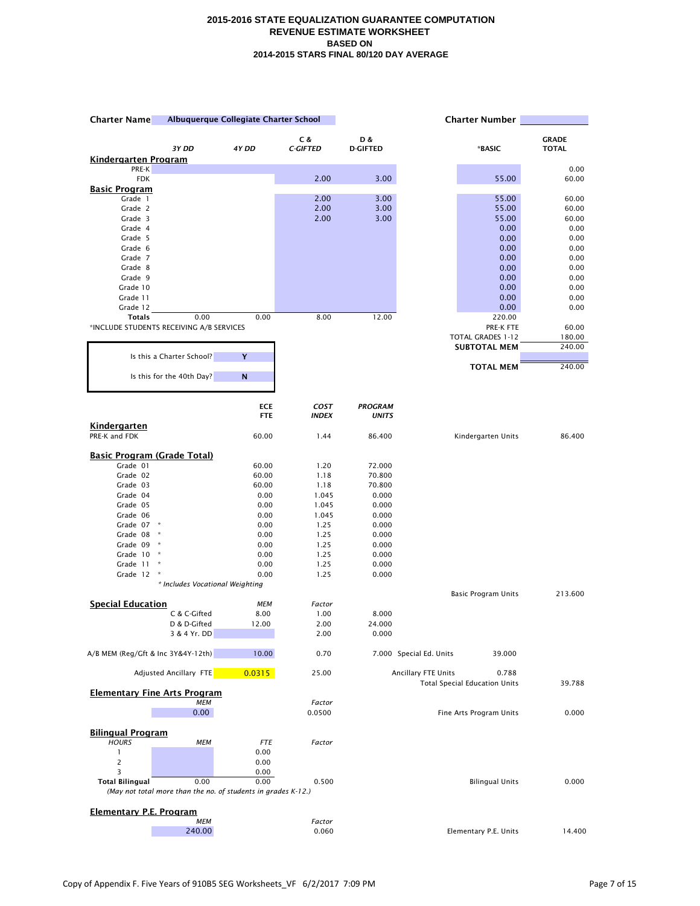# 2015-2016 STATE EQUALIZATION GUARANTEE COMPUTATION
## REVENUE ESTIMATE WORKSHEET
### BASED ON
### 2014-2015 STARS FINAL 80/120 DAY AVERAGE

**Charter Name** Albuquerque Collegiate Charter School **Charter Number**

| | 3Y DD | 4Y DD | C & C-GIFTED | D & D-GIFTED | *BASIC | GRADE TOTAL |
|---|---|---|---|---|---|---|
| **Kindergarten Program** | | | | | | |
| PRE-K | | | | | | 0.00 |
| FDK | | | 2.00 | 3.00 | 55.00 | 60.00 |
| **Basic Program** | | | | | | |
| Grade 1 | | | 2.00 | 3.00 | 55.00 | 60.00 |
| Grade 2 | | | 2.00 | 3.00 | 55.00 | 60.00 |
| Grade 3 | | | 2.00 | 3.00 | 55.00 | 60.00 |
| Grade 4 | | | | | 0.00 | 0.00 |
| Grade 5 | | | | | 0.00 | 0.00 |
| Grade 6 | | | | | 0.00 | 0.00 |
| Grade 7 | | | | | 0.00 | 0.00 |
| Grade 8 | | | | | 0.00 | 0.00 |
| Grade 9 | | | | | 0.00 | 0.00 |
| Grade 10 | | | | | 0.00 | 0.00 |
| Grade 11 | | | | | 0.00 | 0.00 |
| Grade 12 | | | | | 0.00 | 0.00 |
| **Totals** | 0.00 | 0.00 | 8.00 | 12.00 | 220.00 | |

*INCLUDE STUDENTS RECEIVING A/B SERVICES

| | |
|---|---|
| PRE-K FTE | 60.00 |
| TOTAL GRADES 1-12 | 180.00 |
| **SUBTOTAL MEM** | 240.00 |
| **TOTAL MEM** | 240.00 |

Is this a Charter School? **Y**

Is this for the 40th Day? **N**

| | ECE FTE | COST INDEX | PROGRAM UNITS | | |
|---|---|---|---|---|---|
| **Kindergarten** | | | | | |
| PRE-K and FDK | 60.00 | 1.44 | 86.400 | Kindergarten Units | 86.400 |
| **Basic Program (Grade Total)** | | | | | |
| Grade 01 | 60.00 | 1.20 | 72.000 | | |
| Grade 02 | 60.00 | 1.18 | 70.800 | | |
| Grade 03 | 60.00 | 1.18 | 70.800 | | |
| Grade 04 | 0.00 | 1.045 | 0.000 | | |
| Grade 05 | 0.00 | 1.045 | 0.000 | | |
| Grade 06 | 0.00 | 1.045 | 0.000 | | |
| Grade 07 * | 0.00 | 1.25 | 0.000 | | |
| Grade 08 * | 0.00 | 1.25 | 0.000 | | |
| Grade 09 * | 0.00 | 1.25 | 0.000 | | |
| Grade 10 * | 0.00 | 1.25 | 0.000 | | |
| Grade 11 * | 0.00 | 1.25 | 0.000 | | |
| Grade 12 * | 0.00 | 1.25 | 0.000 | | |
| | | | | Basic Program Units | 213.600 |

*\* Includes Vocational Weighting*

| **Special Education** | MEM | Factor | | | | |
|---|---|---|---|---|---|---|
| C & C-Gifted | 8.00 | 1.00 | 8.000 | | | |
| D & D-Gifted | 12.00 | 2.00 | 24.000 | | | |
| 3 & 4 Yr. DD | | 2.00 | 0.000 | | | |
| A/B MEM (Reg/Gft & Inc 3Y&4Y-12th) | 10.00 | 0.70 | 7.000 | Special Ed. Units | 39.000 | |
| Adjusted Ancillary FTE | 0.0315 | 25.00 | | Ancillary FTE Units | 0.788 | |
| | | | | Total Special Education Units | | 39.788 |

**Elementary Fine Arts Program**

| MEM | Factor | | |
|---|---|---|---|
| 0.00 | 0.0500 | Fine Arts Program Units | 0.000 |

**Bilingual Program**

| HOURS | MEM | FTE | Factor | | |
|---|---|---|---|---|---|
| 1 | | 0.00 | | | |
| 2 | | 0.00 | | | |
| 3 | | 0.00 | | | |
| **Total Bilingual** | 0.00 | 0.00 | 0.500 | Bilingual Units | 0.000 |

*(May not total more than the no. of students in grades K-12.)*

**Elementary P.E. Program**

| MEM | Factor | | |
|---|---|---|---|
| 240.00 | 0.060 | Elementary P.E. Units | 14.400 |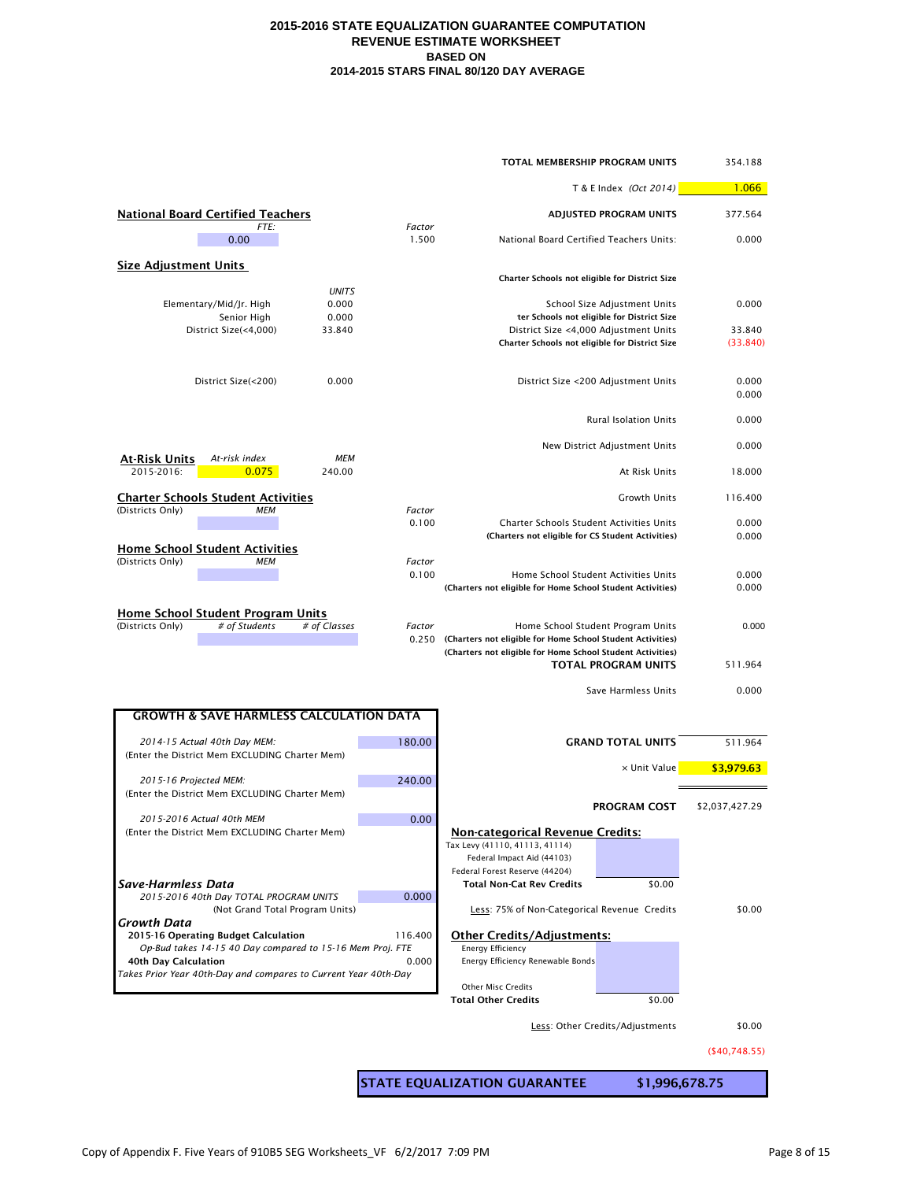# 2015-2016 STATE EQUALIZATION GUARANTEE COMPUTATION
## REVENUE ESTIMATE WORKSHEET
### BASED ON
### 2014-2015 STARS FINAL 80/120 DAY AVERAGE

| | |
|---|---|
| **TOTAL MEMBERSHIP PROGRAM UNITS** | 354.188 |
| T & E Index *(Oct 2014)* | 1.066 |
| **ADJUSTED PROGRAM UNITS** | 377.564 |
| National Board Certified Teachers Units: | 0.000 |
| **Charter Schools not eligible for District Size** | |
| School Size Adjustment Units | 0.000 |
| **ter Schools not eligible for District Size** | |
| District Size <4,000 Adjustment Units | 33.840 |
| **Charter Schools not eligible for District Size** | (33.840) |
| District Size <200 Adjustment Units | 0.000 |
| | 0.000 |
| Rural Isolation Units | 0.000 |
| New District Adjustment Units | 0.000 |
| At Risk Units | 18.000 |
| Growth Units | 116.400 |
| Charter Schools Student Activities Units | 0.000 |
| **(Charters not eligible for CS Student Activities)** | 0.000 |
| Home School Student Activities Units | 0.000 |
| **(Charters not eligible for Home School Student Activities)** | 0.000 |
| Home School Student Program Units | 0.000 |
| **(Charters not eligible for Home School Student Activities)** | |
| **(Charters not eligible for Home School Student Activities)** | |
| **TOTAL PROGRAM UNITS** | 511.964 |
| Save Harmless Units | 0.000 |
| **GRAND TOTAL UNITS** | 511.964 |
| × Unit Value | $3,979.63 |
| **PROGRAM COST** | $2,037,427.29 |

**National Board Certified Teachers**

| FTE: | Factor |
|---|---|
| 0.00 | 1.500 |

**Size Adjustment Units**

| | UNITS |
|---|---|
| Elementary/Mid/Jr. High | 0.000 |
| Senior High | 0.000 |
| District Size(<4,000) | 33.840 |
| District Size(<200) | 0.000 |

**At-Risk Units**

| | At-risk index | MEM |
|---|---|---|
| 2015-2016: | 0.075 | 240.00 |

**Charter Schools Student Activities**
(Districts Only)

| MEM | Factor |
|---|---|
| | 0.100 |

**Home School Student Activities**
(Districts Only)

| MEM | Factor |
|---|---|
| | 0.100 |

**Home School Student Program Units**
(Districts Only)

| # of Students | # of Classes | Factor |
|---|---|---|
| | | 0.250 |

**GROWTH & SAVE HARMLESS CALCULATION DATA**

| | |
|---|---|
| *2014-15 Actual 40th Day MEM:* (Enter the District Mem EXCLUDING Charter Mem) | 180.00 |
| *2015-16 Projected MEM:* (Enter the District Mem EXCLUDING Charter Mem) | 240.00 |
| *2015-2016 Actual 40th MEM* (Enter the District Mem EXCLUDING Charter Mem) | 0.00 |
| ***Save-Harmless Data*** | |
| *2015-2016 40th Day TOTAL PROGRAM UNITS* (Not Grand Total Program Units) | 0.000 |
| ***Growth Data*** | |
| **2015-16 Operating Budget Calculation** *Op-Bud takes 14-15 40 Day compared to 15-16 Mem Proj. FTE* | 116.400 |
| **40th Day Calculation** *Takes Prior Year 40th-Day and compares to Current Year 40th-Day* | 0.000 |

**Non-categorical Revenue Credits:**

| | | |
|---|---|---|
| Tax Levy (41110, 41113, 41114) | | |
| Federal Impact Aid (44103) | | |
| Federal Forest Reserve (44204) | | |
| **Total Non-Cat Rev Credits** | $0.00 | |
| Less: 75% of Non-Categorical Revenue Credits | | $0.00 |

**Other Credits/Adjustments:**

| | | |
|---|---|---|
| Energy Efficiency | | |
| Energy Efficiency Renewable Bonds | | |
| Other Misc Credits | | |
| **Total Other Credits** | $0.00 | |
| Less: Other Credits/Adjustments | | $0.00 |
| | | ($40,748.55) |

| | |
|---|---|
| **STATE EQUALIZATION GUARANTEE** | **$1,996,678.75** |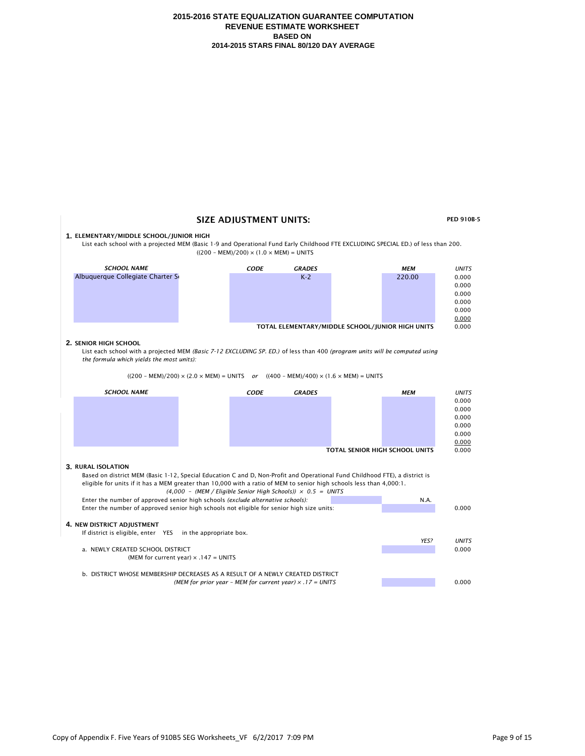# 2015-2016 STATE EQUALIZATION GUARANTEE COMPUTATION
## REVENUE ESTIMATE WORKSHEET
### BASED ON
### 2014-2015 STARS FINAL 80/120 DAY AVERAGE

## SIZE ADJUSTMENT UNITS:

**PED 910B-5**

### 1. ELEMENTARY/MIDDLE SCHOOL/JUNIOR HIGH

List each school with a projected MEM (Basic 1-9 and Operational Fund Early Childhood FTE EXCLUDING SPECIAL ED.) of less than 200.

((200 – MEM)/200) × (1.0 × MEM) = UNITS

| *SCHOOL NAME* | *CODE* | *GRADES* | *MEM* | *UNITS* |
|---|---|---|---|---|
| Albuquerque Collegiate Charter Sc | | K-2 | 220.00 | 0.000 |
| | | | | 0.000 |
| | | | | 0.000 |
| | | | | 0.000 |
| | | | | 0.000 |
| | | | | 0.000 |
| | | **TOTAL ELEMENTARY/MIDDLE SCHOOL/JUNIOR HIGH UNITS** | | 0.000 |

### 2. SENIOR HIGH SCHOOL

List each school with a projected MEM *(Basic 7-12 EXCLUDING SP. ED.)* of less than 400 *(program units will be computed using the formula which yields the most units):*

((200 – MEM)/200) × (2.0 × MEM) = UNITS *or* ((400 – MEM)/400) × (1.6 × MEM) = UNITS

| *SCHOOL NAME* | *CODE* | *GRADES* | *MEM* | *UNITS* |
|---|---|---|---|---|
| | | | | 0.000 |
| | | | | 0.000 |
| | | | | 0.000 |
| | | | | 0.000 |
| | | | | 0.000 |
| | | | | 0.000 |
| | | **TOTAL SENIOR HIGH SCHOOL UNITS** | | 0.000 |

### 3. RURAL ISOLATION

Based on district MEM (Basic 1-12, Special Education C and D, Non-Profit and Operational Fund Childhood FTE), a district is eligible for units if it has a MEM greater than 10,000 with a ratio of MEM to senior high schools less than 4,000:1.

*(4,000 – (MEM / Eligible Senior High Schools)) × 0.5 = UNITS*

Enter the number of approved senior high schools *(exclude alternative schools):* N.A.

Enter the number of approved senior high schools not eligible for senior high size units: 0.000

### 4. NEW DISTRICT ADJUSTMENT

If district is eligible, enter YES in the appropriate box.

| | *YES?* | *UNITS* |
|---|---|---|
| a. NEWLY CREATED SCHOOL DISTRICT<br>(MEM for current year) × .147 = UNITS | | 0.000 |
| b. DISTRICT WHOSE MEMBERSHIP DECREASES AS A RESULT OF A NEWLY CREATED DISTRICT<br>*(MEM for prior year – MEM for current year) × .17 = UNITS* | | 0.000 |

Copy of Appendix F. Five Years of 910B5 SEG Worksheets_VF 6/2/2017 7:09 PM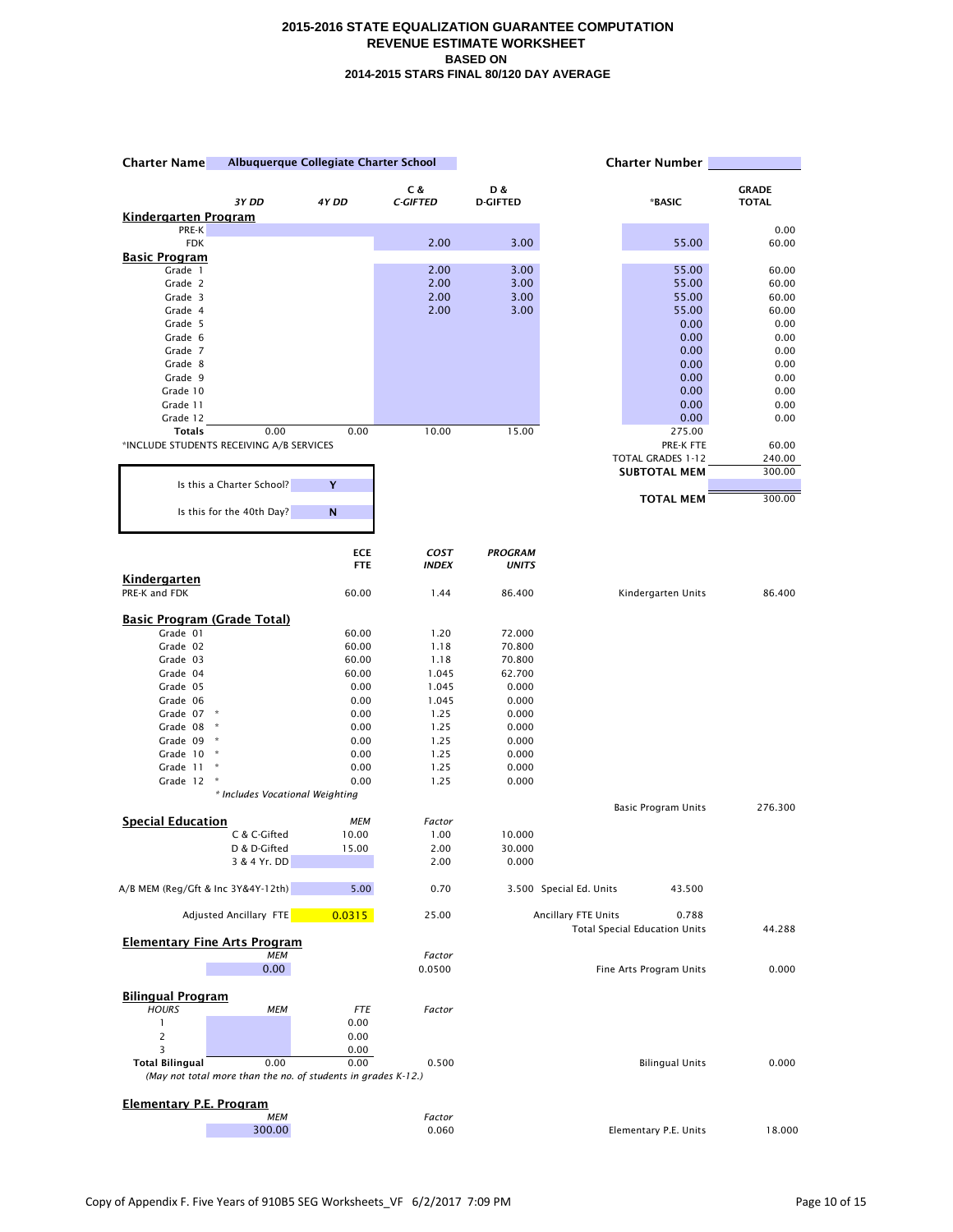# 2015-2016 STATE EQUALIZATION GUARANTEE COMPUTATION
## REVENUE ESTIMATE WORKSHEET
### BASED ON
### 2014-2015 STARS FINAL 80/120 DAY AVERAGE

**Charter Name** Albuquerque Collegiate Charter School

**Charter Number**

| | 3Y DD | 4Y DD | C & C-GIFTED | D & D-GIFTED | *BASIC | GRADE TOTAL |
|---|---|---|---|---|---|---|
| **Kindergarten Program** | | | | | | |
| PRE-K | | | | | | 0.00 |
| FDK | | | 2.00 | 3.00 | 55.00 | 60.00 |
| **Basic Program** | | | | | | |
| Grade 1 | | | 2.00 | 3.00 | 55.00 | 60.00 |
| Grade 2 | | | 2.00 | 3.00 | 55.00 | 60.00 |
| Grade 3 | | | 2.00 | 3.00 | 55.00 | 60.00 |
| Grade 4 | | | 2.00 | 3.00 | 55.00 | 60.00 |
| Grade 5 | | | | | 0.00 | 0.00 |
| Grade 6 | | | | | 0.00 | 0.00 |
| Grade 7 | | | | | 0.00 | 0.00 |
| Grade 8 | | | | | 0.00 | 0.00 |
| Grade 9 | | | | | 0.00 | 0.00 |
| Grade 10 | | | | | 0.00 | 0.00 |
| Grade 11 | | | | | 0.00 | 0.00 |
| Grade 12 | | | | | 0.00 | 0.00 |
| **Totals** | 0.00 | 0.00 | 10.00 | 15.00 | 275.00 | |

*INCLUDE STUDENTS RECEIVING A/B SERVICES

| | |
|---|---|
| PRE-K FTE | 60.00 |
| TOTAL GRADES 1-12 | 240.00 |
| **SUBTOTAL MEM** | 300.00 |
| **TOTAL MEM** | 300.00 |

| | |
|---|---|
| Is this a Charter School? | Y |
| Is this for the 40th Day? | N |

| | ECE FTE | COST INDEX | PROGRAM UNITS | | |
|---|---|---|---|---|---|
| **Kindergarten** | | | | | |
| PRE-K and FDK | 60.00 | 1.44 | 86.400 | Kindergarten Units | 86.400 |
| **Basic Program (Grade Total)** | | | | | |
| Grade 01 | 60.00 | 1.20 | 72.000 | | |
| Grade 02 | 60.00 | 1.18 | 70.800 | | |
| Grade 03 | 60.00 | 1.18 | 70.800 | | |
| Grade 04 | 60.00 | 1.045 | 62.700 | | |
| Grade 05 | 0.00 | 1.045 | 0.000 | | |
| Grade 06 | 0.00 | 1.045 | 0.000 | | |
| Grade 07 * | 0.00 | 1.25 | 0.000 | | |
| Grade 08 * | 0.00 | 1.25 | 0.000 | | |
| Grade 09 * | 0.00 | 1.25 | 0.000 | | |
| Grade 10 * | 0.00 | 1.25 | 0.000 | | |
| Grade 11 * | 0.00 | 1.25 | 0.000 | | |
| Grade 12 * | 0.00 | 1.25 | 0.000 | | |
| | | | | Basic Program Units | 276.300 |

*\* Includes Vocational Weighting*

| **Special Education** | MEM | Factor | | | |
|---|---|---|---|---|---|
| C & C-Gifted | 10.00 | 1.00 | 10.000 | | |
| D & D-Gifted | 15.00 | 2.00 | 30.000 | | |
| 3 & 4 Yr. DD | | 2.00 | 0.000 | | |
| A/B MEM (Reg/Gft & Inc 3Y&4Y-12th) | 5.00 | 0.70 | 3.500 | Special Ed. Units | 43.500 |
| Adjusted Ancillary FTE | 0.0315 | 25.00 | | Ancillary FTE Units | 0.788 |
| | | | | Total Special Education Units | 44.288 |

**Elementary Fine Arts Program**

| MEM | Factor | | |
|---|---|---|---|
| 0.00 | 0.0500 | Fine Arts Program Units | 0.000 |

**Bilingual Program**

| HOURS | MEM | FTE | Factor | | |
|---|---|---|---|---|---|
| 1 | | 0.00 | | | |
| 2 | | 0.00 | | | |
| 3 | | 0.00 | | | |
| **Total Bilingual** | 0.00 | 0.00 | 0.500 | Bilingual Units | 0.000 |

*(May not total more than the no. of students in grades K-12.)*

**Elementary P.E. Program**

| MEM | Factor | | |
|---|---|---|---|
| 300.00 | 0.060 | Elementary P.E. Units | 18.000 |

Copy of Appendix F. Five Years of 910B5 SEG Worksheets_VF 6/2/2017 7:09 PM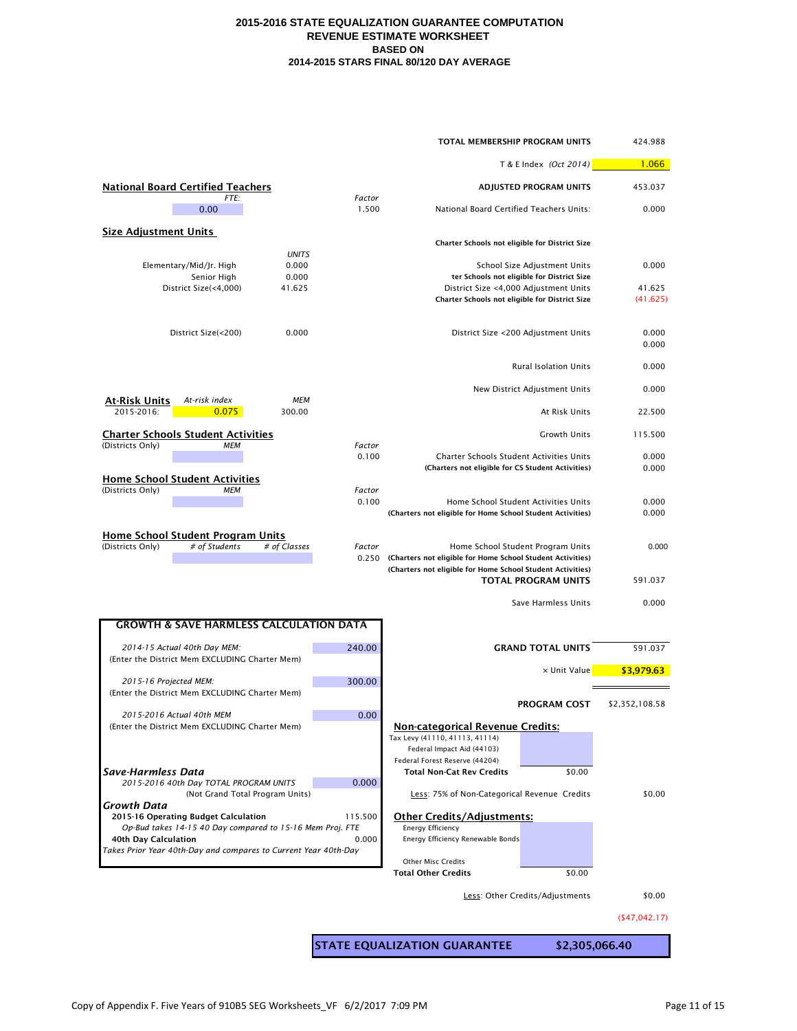# 2015-2016 STATE EQUALIZATION GUARANTEE COMPUTATION
## REVENUE ESTIMATE WORKSHEET
### BASED ON
### 2014-2015 STARS FINAL 80/120 DAY AVERAGE

| | |
|---|---|
| **TOTAL MEMBERSHIP PROGRAM UNITS** | 424.988 |
| T & E Index *(Oct 2014)* | 1.066 |
| **ADJUSTED PROGRAM UNITS** | 453.037 |

**National Board Certified Teachers**

| *FTE:* | *Factor* | | |
|---|---|---|---|
| 0.00 | 1.500 | National Board Certified Teachers Units: | 0.000 |

**Size Adjustment Units**

| | *UNITS* | | |
|---|---|---|---|
| | | **Charter Schools not eligible for District Size** | |
| Elementary/Mid/Jr. High | 0.000 | School Size Adjustment Units | 0.000 |
| Senior High | 0.000 | **ter Schools not eligible for District Size** | |
| District Size(<4,000) | 41.625 | District Size <4,000 Adjustment Units | 41.625 |
| | | **Charter Schools not eligible for District Size** | (41.625) |
| District Size(<200) | 0.000 | District Size <200 Adjustment Units | 0.000 |
| | | | 0.000 |
| | | Rural Isolation Units | 0.000 |
| | | New District Adjustment Units | 0.000 |

**At-Risk Units**

| | *At-risk index* | *MEM* | | |
|---|---|---|---|---|
| 2015-2016: | 0.075 | 300.00 | At Risk Units | 22.500 |
| | | | Growth Units | 115.500 |

**Charter Schools Student Activities**

| (Districts Only) *MEM* | *Factor* | | |
|---|---|---|---|
| | 0.100 | Charter Schools Student Activities Units | 0.000 |
| | | **(Charters not eligible for CS Student Activities)** | 0.000 |

**Home School Student Activities**

| (Districts Only) *MEM* | *Factor* | | |
|---|---|---|---|
| | 0.100 | Home School Student Activities Units | 0.000 |
| | | **(Charters not eligible for Home School Student Activities)** | 0.000 |

**Home School Student Program Units**

| (Districts Only) | *# of Students* | *# of Classes* | *Factor* | | |
|---|---|---|---|---|---|
| | | | 0.250 | Home School Student Program Units | 0.000 |
| | | | | **(Charters not eligible for Home School Student Activities)** | |
| | | | | **(Charters not eligible for Home School Student Activities)** | |
| | | | | **TOTAL PROGRAM UNITS** | 591.037 |
| | | | | Save Harmless Units | 0.000 |

**GROWTH & SAVE HARMLESS CALCULATION DATA**

| | |
|---|---|
| *2014-15 Actual 40th Day MEM:* (Enter the District Mem EXCLUDING Charter Mem) | 240.00 |
| *2015-16 Projected MEM:* (Enter the District Mem EXCLUDING Charter Mem) | 300.00 |
| *2015-2016 Actual 40th MEM* (Enter the District Mem EXCLUDING Charter Mem) | 0.00 |
| ***Save-Harmless Data*** | |
| *2015-2016 40th Day TOTAL PROGRAM UNITS* (Not Grand Total Program Units) | 0.000 |
| ***Growth Data*** | |
| **2015-16 Operating Budget Calculation** *Op-Bud takes 14-15 40 Day compared to 15-16 Mem Proj. FTE* | 115.500 |
| **40th Day Calculation** *Takes Prior Year 40th-Day and compares to Current Year 40th-Day* | 0.000 |

| | | |
|---|---|---|
| **GRAND TOTAL UNITS** | | 591.037 |
| × Unit Value | | $3,979.63 |
| **PROGRAM COST** | | $2,352,108.58 |
| **Non-categorical Revenue Credits:** | | |
| Tax Levy (41110, 41113, 41114) | | |
| Federal Impact Aid (44103) | | |
| Federal Forest Reserve (44204) | | |
| **Total Non-Cat Rev Credits** | $0.00 | |
| Less: 75% of Non-Categorical Revenue Credits | | $0.00 |
| **Other Credits/Adjustments:** | | |
| Energy Efficiency | | |
| Energy Efficiency Renewable Bonds | | |
| Other Misc Credits | | |
| **Total Other Credits** | $0.00 | |
| Less: Other Credits/Adjustments | | $0.00 |
| | | ($47,042.17) |

| | |
|---|---|
| **STATE EQUALIZATION GUARANTEE** | **$2,305,066.40** |

Copy of Appendix F. Five Years of 910B5 SEG Worksheets_VF 6/2/2017 7:09 PM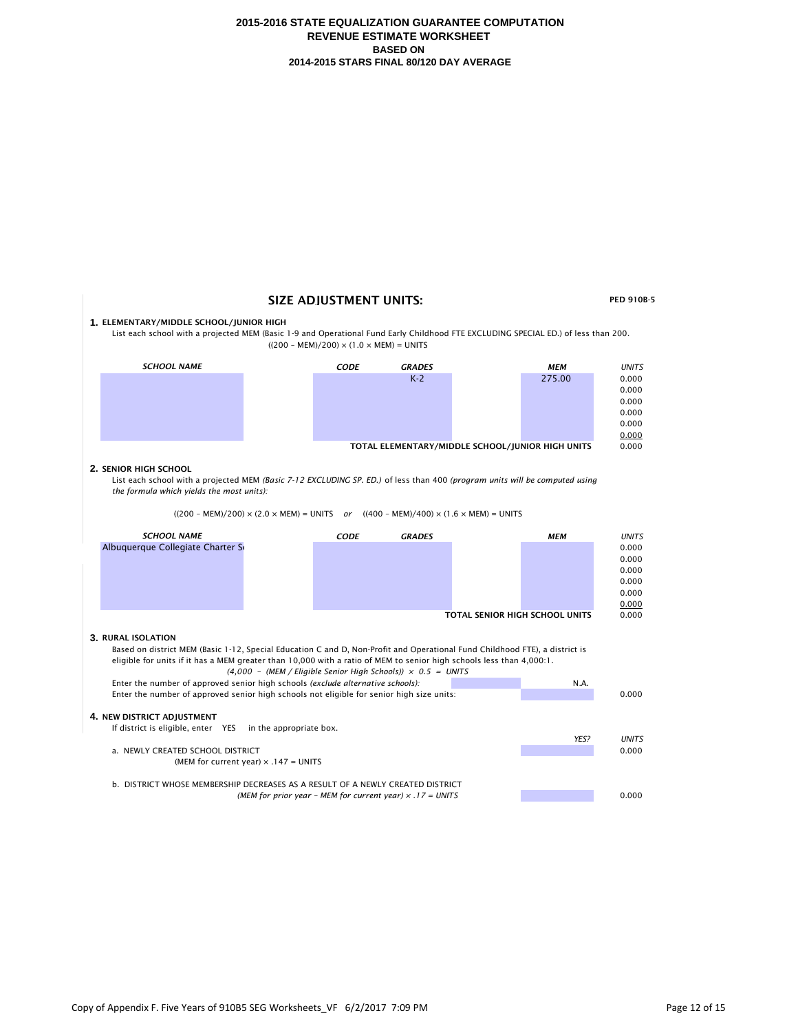**2015-2016 STATE EQUALIZATION GUARANTEE COMPUTATION**
**REVENUE ESTIMATE WORKSHEET**
**BASED ON**
**2014-2015 STARS FINAL 80/120 DAY AVERAGE**

## SIZE ADJUSTMENT UNITS:

**PED 910B-5**

**1. ELEMENTARY/MIDDLE SCHOOL/JUNIOR HIGH**

List each school with a projected MEM (Basic 1-9 and Operational Fund Early Childhood FTE EXCLUDING SPECIAL ED.) of less than 200.

((200 – MEM)/200) × (1.0 × MEM) = UNITS

| *SCHOOL NAME* | *CODE* | *GRADES* | *MEM* | *UNITS* |
|---|---|---|---|---|
| | | K-2 | 275.00 | 0.000 |
| | | | | 0.000 |
| | | | | 0.000 |
| | | | | 0.000 |
| | | | | 0.000 |
| | | | | 0.000 |
| | **TOTAL ELEMENTARY/MIDDLE SCHOOL/JUNIOR HIGH UNITS** | | | 0.000 |

**2. SENIOR HIGH SCHOOL**

List each school with a projected MEM *(Basic 7-12 EXCLUDING SP. ED.)* of less than 400 *(program units will be computed using the formula which yields the most units):*

((200 – MEM)/200) × (2.0 × MEM) = UNITS *or* ((400 – MEM)/400) × (1.6 × MEM) = UNITS

| *SCHOOL NAME* | *CODE* | *GRADES* | *MEM* | *UNITS* |
|---|---|---|---|---|
| Albuquerque Collegiate Charter S | | | | 0.000 |
| | | | | 0.000 |
| | | | | 0.000 |
| | | | | 0.000 |
| | | | | 0.000 |
| | | | | 0.000 |
| | | **TOTAL SENIOR HIGH SCHOOL UNITS** | | 0.000 |

**3. RURAL ISOLATION**

Based on district MEM (Basic 1-12, Special Education C and D, Non-Profit and Operational Fund Childhood FTE), a district is eligible for units if it has a MEM greater than 10,000 with a ratio of MEM to senior high schools less than 4,000:1.

*(4,000 – (MEM / Eligible Senior High Schools)) × 0.5 = UNITS*

Enter the number of approved senior high schools *(exclude alternative schools):* N.A.

Enter the number of approved senior high schools not eligible for senior high size units: 0.000

**4. NEW DISTRICT ADJUSTMENT**

If district is eligible, enter YES in the appropriate box.

| | *YES?* | *UNITS* |
|---|---|---|
| a. NEWLY CREATED SCHOOL DISTRICT (MEM for current year) × .147 = UNITS | | 0.000 |
| b. DISTRICT WHOSE MEMBERSHIP DECREASES AS A RESULT OF A NEWLY CREATED DISTRICT *(MEM for prior year – MEM for current year) × .17 = UNITS* | | 0.000 |

Copy of Appendix F. Five Years of 910B5 SEG Worksheets_VF 6/2/2017 7:09 PM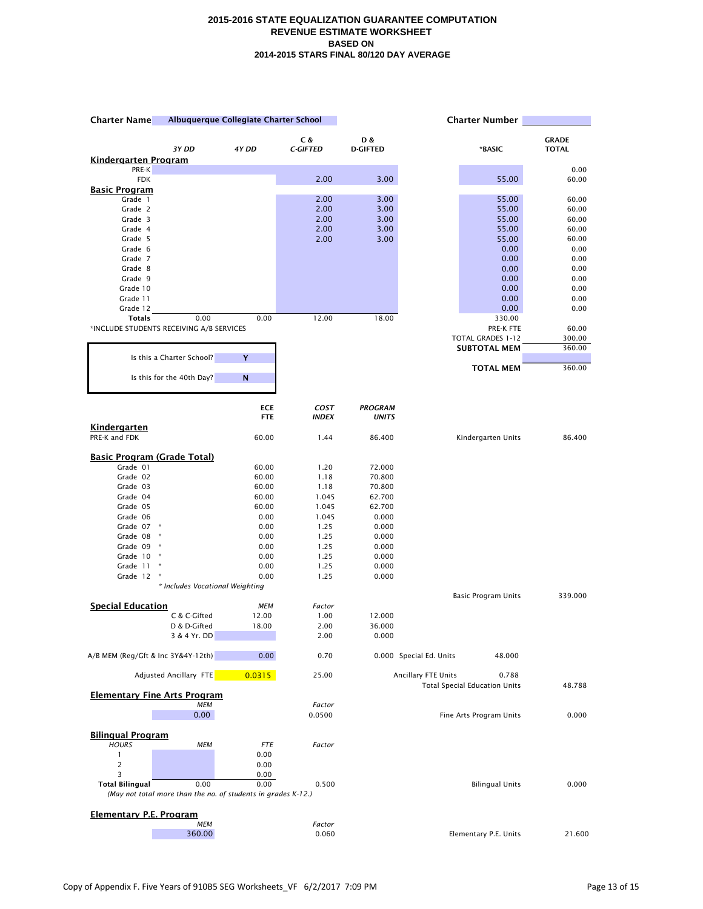# 2015-2016 STATE EQUALIZATION GUARANTEE COMPUTATION
## REVENUE ESTIMATE WORKSHEET
### BASED ON
### 2014-2015 STARS FINAL 80/120 DAY AVERAGE

**Charter Name** Albuquerque Collegiate Charter School **Charter Number**

| | 3Y DD | 4Y DD | C & C-GIFTED | D & D-GIFTED | *BASIC | GRADE TOTAL |
|---|---|---|---|---|---|---|
| **Kindergarten Program** | | | | | | |
| PRE-K | | | | | | 0.00 |
| FDK | | | 2.00 | 3.00 | 55.00 | 60.00 |
| **Basic Program** | | | | | | |
| Grade 1 | | | 2.00 | 3.00 | 55.00 | 60.00 |
| Grade 2 | | | 2.00 | 3.00 | 55.00 | 60.00 |
| Grade 3 | | | 2.00 | 3.00 | 55.00 | 60.00 |
| Grade 4 | | | 2.00 | 3.00 | 55.00 | 60.00 |
| Grade 5 | | | 2.00 | 3.00 | 55.00 | 60.00 |
| Grade 6 | | | | | 0.00 | 0.00 |
| Grade 7 | | | | | 0.00 | 0.00 |
| Grade 8 | | | | | 0.00 | 0.00 |
| Grade 9 | | | | | 0.00 | 0.00 |
| Grade 10 | | | | | 0.00 | 0.00 |
| Grade 11 | | | | | 0.00 | 0.00 |
| Grade 12 | | | | | 0.00 | 0.00 |
| **Totals** | 0.00 | 0.00 | 12.00 | 18.00 | 330.00 | |

*INCLUDE STUDENTS RECEIVING A/B SERVICES

| | |
|---|---|
| PRE-K FTE | 60.00 |
| TOTAL GRADES 1-12 | 300.00 |
| **SUBTOTAL MEM** | 360.00 |
| **TOTAL MEM** | 360.00 |

| | |
|---|---|
| Is this a Charter School? | Y |
| Is this for the 40th Day? | N |

| | ECE FTE | COST INDEX | PROGRAM UNITS | | |
|---|---|---|---|---|---|
| **Kindergarten** | | | | | |
| PRE-K and FDK | 60.00 | 1.44 | 86.400 | Kindergarten Units | 86.400 |
| **Basic Program (Grade Total)** | | | | | |
| Grade 01 | 60.00 | 1.20 | 72.000 | | |
| Grade 02 | 60.00 | 1.18 | 70.800 | | |
| Grade 03 | 60.00 | 1.18 | 70.800 | | |
| Grade 04 | 60.00 | 1.045 | 62.700 | | |
| Grade 05 | 60.00 | 1.045 | 62.700 | | |
| Grade 06 | 0.00 | 1.045 | 0.000 | | |
| Grade 07 * | 0.00 | 1.25 | 0.000 | | |
| Grade 08 * | 0.00 | 1.25 | 0.000 | | |
| Grade 09 * | 0.00 | 1.25 | 0.000 | | |
| Grade 10 * | 0.00 | 1.25 | 0.000 | | |
| Grade 11 * | 0.00 | 1.25 | 0.000 | | |
| Grade 12 * | 0.00 | 1.25 | 0.000 | | |
| | | | | Basic Program Units | 339.000 |

*\* Includes Vocational Weighting*

| **Special Education** | MEM | Factor | | | |
|---|---|---|---|---|---|
| C & C-Gifted | 12.00 | 1.00 | 12.000 | | |
| D & D-Gifted | 18.00 | 2.00 | 36.000 | | |
| 3 & 4 Yr. DD | | 2.00 | 0.000 | | |
| A/B MEM (Reg/Gft & Inc 3Y&4Y-12th) | 0.00 | 0.70 | 0.000 | Special Ed. Units 48.000 | |
| Adjusted Ancillary FTE | 0.0315 | 25.00 | | Ancillary FTE Units 0.788 | |
| | | | | Total Special Education Units | 48.788 |

| **Elementary Fine Arts Program** | | | |
|---|---|---|---|
| MEM | Factor | | |
| 0.00 | 0.0500 | Fine Arts Program Units | 0.000 |

| **Bilingual Program** | | | | | |
|---|---|---|---|---|---|
| HOURS | MEM | FTE | Factor | | |
| 1 | | 0.00 | | | |
| 2 | | 0.00 | | | |
| 3 | | 0.00 | | | |
| **Total Bilingual** | 0.00 | 0.00 | 0.500 | Bilingual Units | 0.000 |

*(May not total more than the no. of students in grades K-12.)*

| **Elementary P.E. Program** | | | |
|---|---|---|---|
| MEM | Factor | | |
| 360.00 | 0.060 | Elementary P.E. Units | 21.600 |

Copy of Appendix F. Five Years of 910B5 SEG Worksheets_VF 6/2/2017 7:09 PM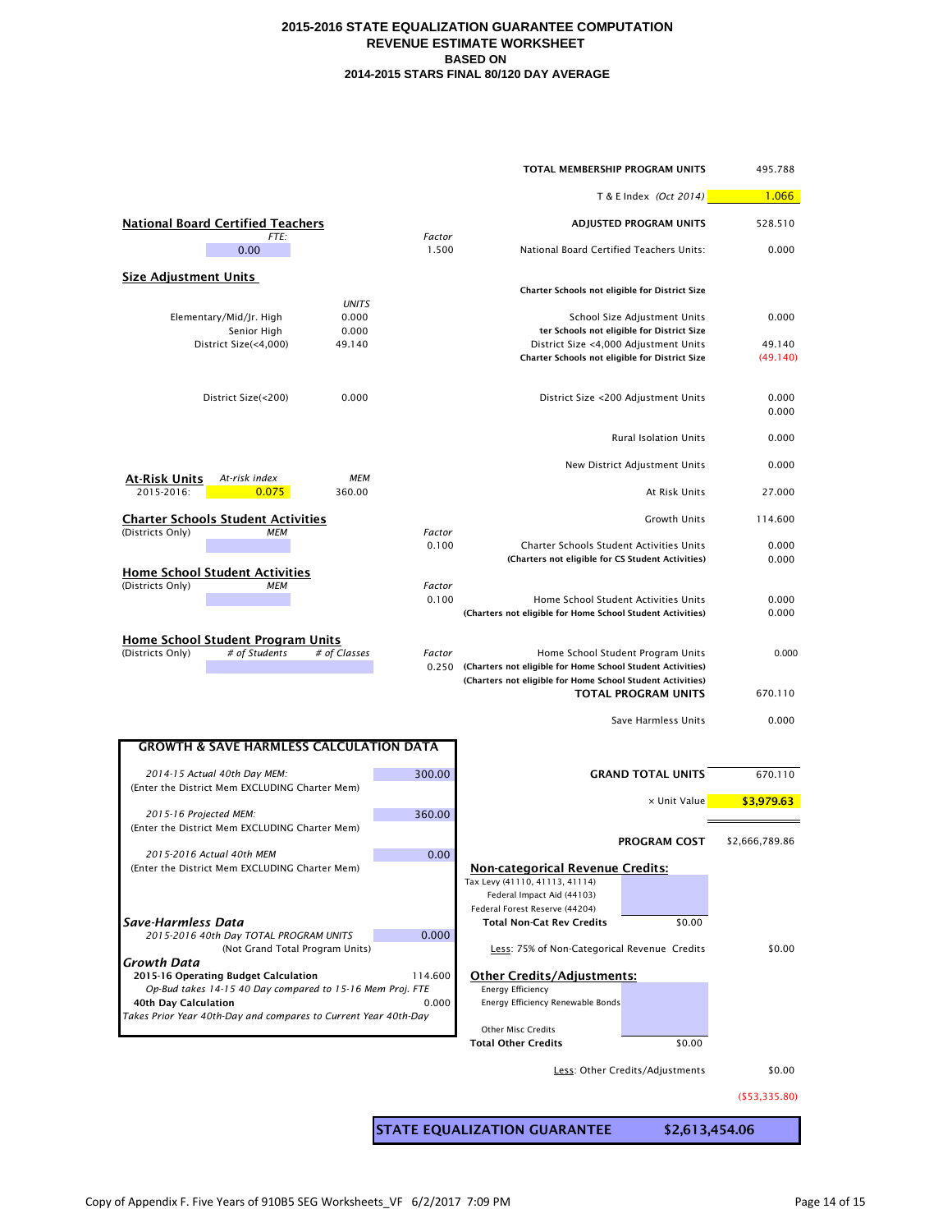# 2015-2016 STATE EQUALIZATION GUARANTEE COMPUTATION
## REVENUE ESTIMATE WORKSHEET
### BASED ON
### 2014-2015 STARS FINAL 80/120 DAY AVERAGE

| | |
|---|---|
| **TOTAL MEMBERSHIP PROGRAM UNITS** | 495.788 |
| T & E Index *(Oct 2014)* | 1.066 |
| **ADJUSTED PROGRAM UNITS** | 528.510 |

**National Board Certified Teachers**

| *FTE:* | *Factor* | | |
|---|---|---|---|
| 0.00 | 1.500 | National Board Certified Teachers Units: | 0.000 |

**Size Adjustment Units**

| | *UNITS* | | |
|---|---|---|---|
| | | **Charter Schools not eligible for District Size** | |
| Elementary/Mid/Jr. High | 0.000 | School Size Adjustment Units | 0.000 |
| Senior High | 0.000 | **ter Schools not eligible for District Size** | |
| District Size(<4,000) | 49.140 | District Size <4,000 Adjustment Units | 49.140 |
| | | **Charter Schools not eligible for District Size** | (49.140) |
| District Size(<200) | 0.000 | District Size <200 Adjustment Units | 0.000 |
| | | | 0.000 |
| | | Rural Isolation Units | 0.000 |
| | | New District Adjustment Units | 0.000 |

**At-Risk Units**

| | *At-risk index* | *MEM* | | |
|---|---|---|---|---|
| 2015-2016: | 0.075 | 360.00 | At Risk Units | 27.000 |
| | | | Growth Units | 114.600 |

**Charter Schools Student Activities**

| (Districts Only) *MEM* | *Factor* | | |
|---|---|---|---|
| | 0.100 | Charter Schools Student Activities Units | 0.000 |
| | | **(Charters not eligible for CS Student Activities)** | 0.000 |

**Home School Student Activities**

| (Districts Only) *MEM* | *Factor* | | |
|---|---|---|---|
| | 0.100 | Home School Student Activities Units | 0.000 |
| | | **(Charters not eligible for Home School Student Activities)** | 0.000 |

**Home School Student Program Units**

| (Districts Only) | *# of Students* | *# of Classes* | *Factor* | | |
|---|---|---|---|---|---|
| | | | 0.250 | Home School Student Program Units | 0.000 |
| | | | | **(Charters not eligible for Home School Student Activities)** | |
| | | | | **(Charters not eligible for Home School Student Activities)** | |

| | |
|---|---|
| **TOTAL PROGRAM UNITS** | 670.110 |
| Save Harmless Units | 0.000 |
| **GRAND TOTAL UNITS** | 670.110 |
| × Unit Value | **$3,979.63** |
| **PROGRAM COST** | $2,666,789.86 |

**GROWTH & SAVE HARMLESS CALCULATION DATA**

| | |
|---|---|
| *2014-15 Actual 40th Day MEM:* (Enter the District Mem EXCLUDING Charter Mem) | 300.00 |
| *2015-16 Projected MEM:* (Enter the District Mem EXCLUDING Charter Mem) | 360.00 |
| *2015-2016 Actual 40th MEM* (Enter the District Mem EXCLUDING Charter Mem) | 0.00 |

***Save-Harmless Data***

| | |
|---|---|
| *2015-2016 40th Day TOTAL PROGRAM UNITS* (Not Grand Total Program Units) | 0.000 |

***Growth Data***

| | |
|---|---|
| **2015-16 Operating Budget Calculation** *Op-Bud takes 14-15 40 Day compared to 15-16 Mem Proj. FTE* | 114.600 |
| **40th Day Calculation** *Takes Prior Year 40th-Day and compares to Current Year 40th-Day* | 0.000 |

**Non-categorical Revenue Credits:**

| | | |
|---|---|---|
| Tax Levy (41110, 41113, 41114) | | |
| Federal Impact Aid (44103) | | |
| Federal Forest Reserve (44204) | | |
| **Total Non-Cat Rev Credits** | $0.00 | |
| Less: 75% of Non-Categorical Revenue Credits | | $0.00 |

**Other Credits/Adjustments:**

| | | |
|---|---|---|
| Energy Efficiency | | |
| Energy Efficiency Renewable Bonds | | |
| Other Misc Credits | | |
| **Total Other Credits** | $0.00 | |
| Less: Other Credits/Adjustments | | $0.00 |
| | | ($53,335.80) |

| | |
|---|---|
| **STATE EQUALIZATION GUARANTEE** | **$2,613,454.06** |

Copy of Appendix F. Five Years of 910B5 SEG Worksheets_VF 6/2/2017 7:09 PM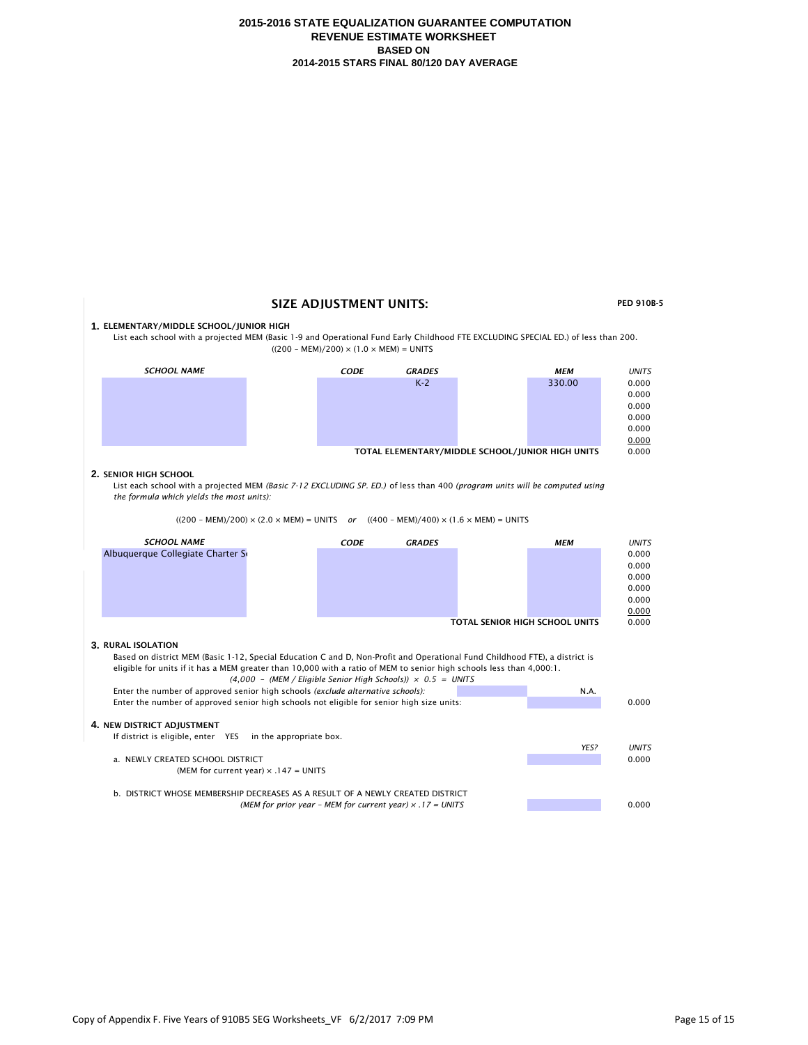**2015-2016 STATE EQUALIZATION GUARANTEE COMPUTATION**
**REVENUE ESTIMATE WORKSHEET**
**BASED ON**
**2014-2015 STARS FINAL 80/120 DAY AVERAGE**

## SIZE ADJUSTMENT UNITS:

**PED 910B-5**

### 1. ELEMENTARY/MIDDLE SCHOOL/JUNIOR HIGH

List each school with a projected MEM (Basic 1-9 and Operational Fund Early Childhood FTE EXCLUDING SPECIAL ED.) of less than 200.

((200 – MEM)/200) × (1.0 × MEM) = UNITS

| *SCHOOL NAME* | *CODE* | *GRADES* | *MEM* | *UNITS* |
|---|---|---|---|---|
| | | K-2 | 330.00 | 0.000 |
| | | | | 0.000 |
| | | | | 0.000 |
| | | | | 0.000 |
| | | | | 0.000 |
| | | | | 0.000 |
| | | **TOTAL ELEMENTARY/MIDDLE SCHOOL/JUNIOR HIGH UNITS** | | 0.000 |

### 2. SENIOR HIGH SCHOOL

List each school with a projected MEM *(Basic 7-12 EXCLUDING SP. ED.)* of less than 400 *(program units will be computed using the formula which yields the most units):*

((200 – MEM)/200) × (2.0 × MEM) = UNITS *or* ((400 – MEM)/400) × (1.6 × MEM) = UNITS

| *SCHOOL NAME* | *CODE* | *GRADES* | *MEM* | *UNITS* |
|---|---|---|---|---|
| Albuquerque Collegiate Charter S | | | | 0.000 |
| | | | | 0.000 |
| | | | | 0.000 |
| | | | | 0.000 |
| | | | | 0.000 |
| | | | | 0.000 |
| | | **TOTAL SENIOR HIGH SCHOOL UNITS** | | 0.000 |

### 3. RURAL ISOLATION

Based on district MEM (Basic 1-12, Special Education C and D, Non-Profit and Operational Fund Childhood FTE), a district is eligible for units if it has a MEM greater than 10,000 with a ratio of MEM to senior high schools less than 4,000:1.

*(4,000 – (MEM / Eligible Senior High Schools)) × 0.5 = UNITS*

Enter the number of approved senior high schools *(exclude alternative schools):* N.A.

Enter the number of approved senior high schools not eligible for senior high size units: 0.000

### 4. NEW DISTRICT ADJUSTMENT

If district is eligible, enter YES in the appropriate box.

| | *YES?* | *UNITS* |
|---|---|---|
| a. NEWLY CREATED SCHOOL DISTRICT<br>(MEM for current year) × .147 = UNITS | | 0.000 |
| b. DISTRICT WHOSE MEMBERSHIP DECREASES AS A RESULT OF A NEWLY CREATED DISTRICT<br>*(MEM for prior year – MEM for current year) × .17 = UNITS* | | 0.000 |

Copy of Appendix F. Five Years of 910B5 SEG Worksheets_VF 6/2/2017 7:09 PM